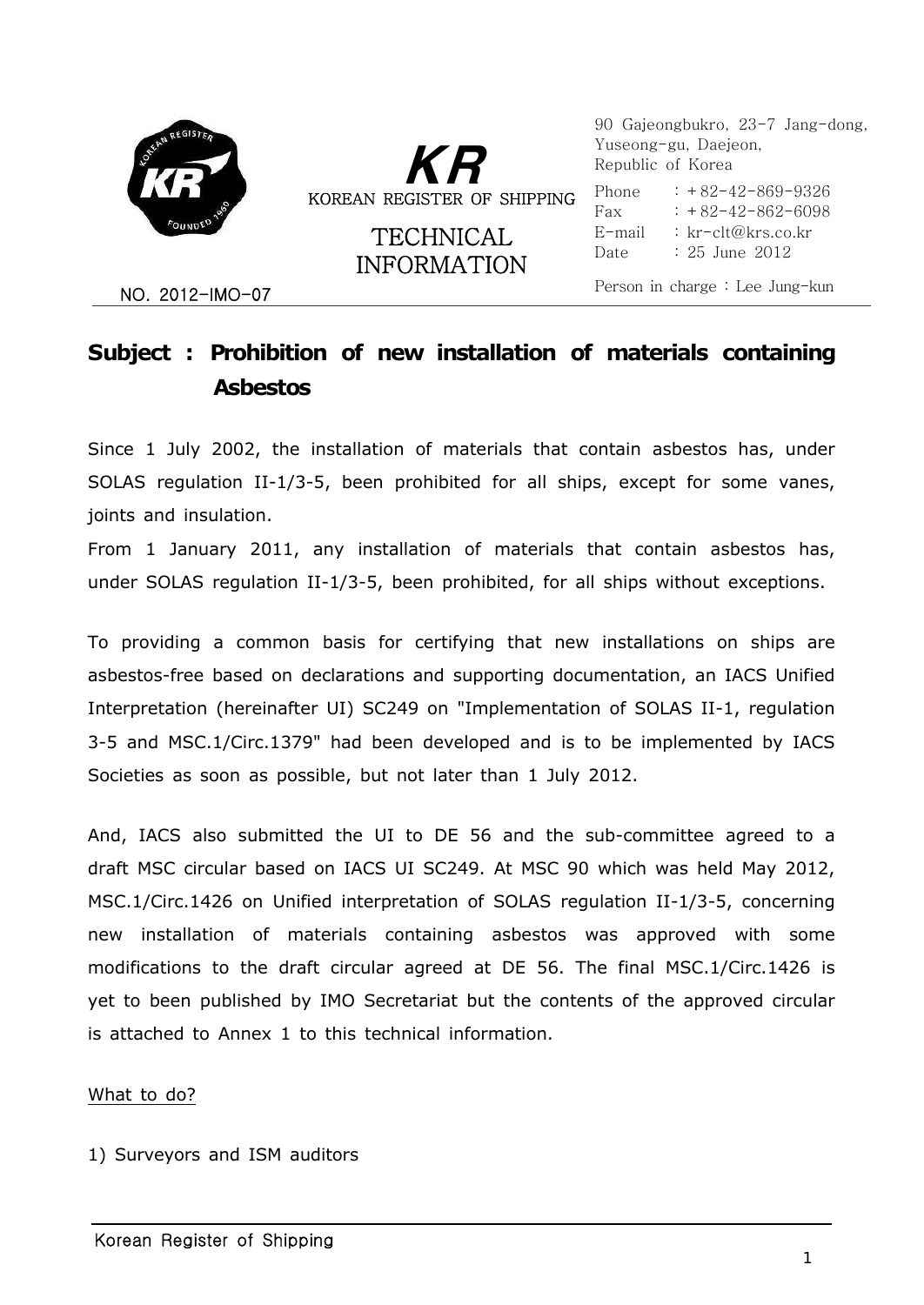KR

KOREAN REGISTER OF SHIPPING

TECHNICAL INFORMATION

NO. 2012-IMO-07

90 Gajeongbukro, 23-7 Jang-dong, Yuseong-gu, Daejeon, Republic of Korea

Phone : +82-42-869-9326
Fax : +82-42-862-6098
E-mail : kr-clt@krs.co.kr
Date : 25 June 2012

Person in charge : Lee Jung-kun

# Subject : Prohibition of new installation of materials containing Asbestos

Since 1 July 2002, the installation of materials that contain asbestos has, under SOLAS regulation II-1/3-5, been prohibited for all ships, except for some vanes, joints and insulation.

From 1 January 2011, any installation of materials that contain asbestos has, under SOLAS regulation II-1/3-5, been prohibited, for all ships without exceptions.

To providing a common basis for certifying that new installations on ships are asbestos-free based on declarations and supporting documentation, an IACS Unified Interpretation (hereinafter UI) SC249 on "Implementation of SOLAS II-1, regulation 3-5 and MSC.1/Circ.1379" had been developed and is to be implemented by IACS Societies as soon as possible, but not later than 1 July 2012.

And, IACS also submitted the UI to DE 56 and the sub-committee agreed to a draft MSC circular based on IACS UI SC249. At MSC 90 which was held May 2012, MSC.1/Circ.1426 on Unified interpretation of SOLAS regulation II-1/3-5, concerning new installation of materials containing asbestos was approved with some modifications to the draft circular agreed at DE 56. The final MSC.1/Circ.1426 is yet to been published by IMO Secretariat but the contents of the approved circular is attached to Annex 1 to this technical information.

What to do?

1) Surveyors and ISM auditors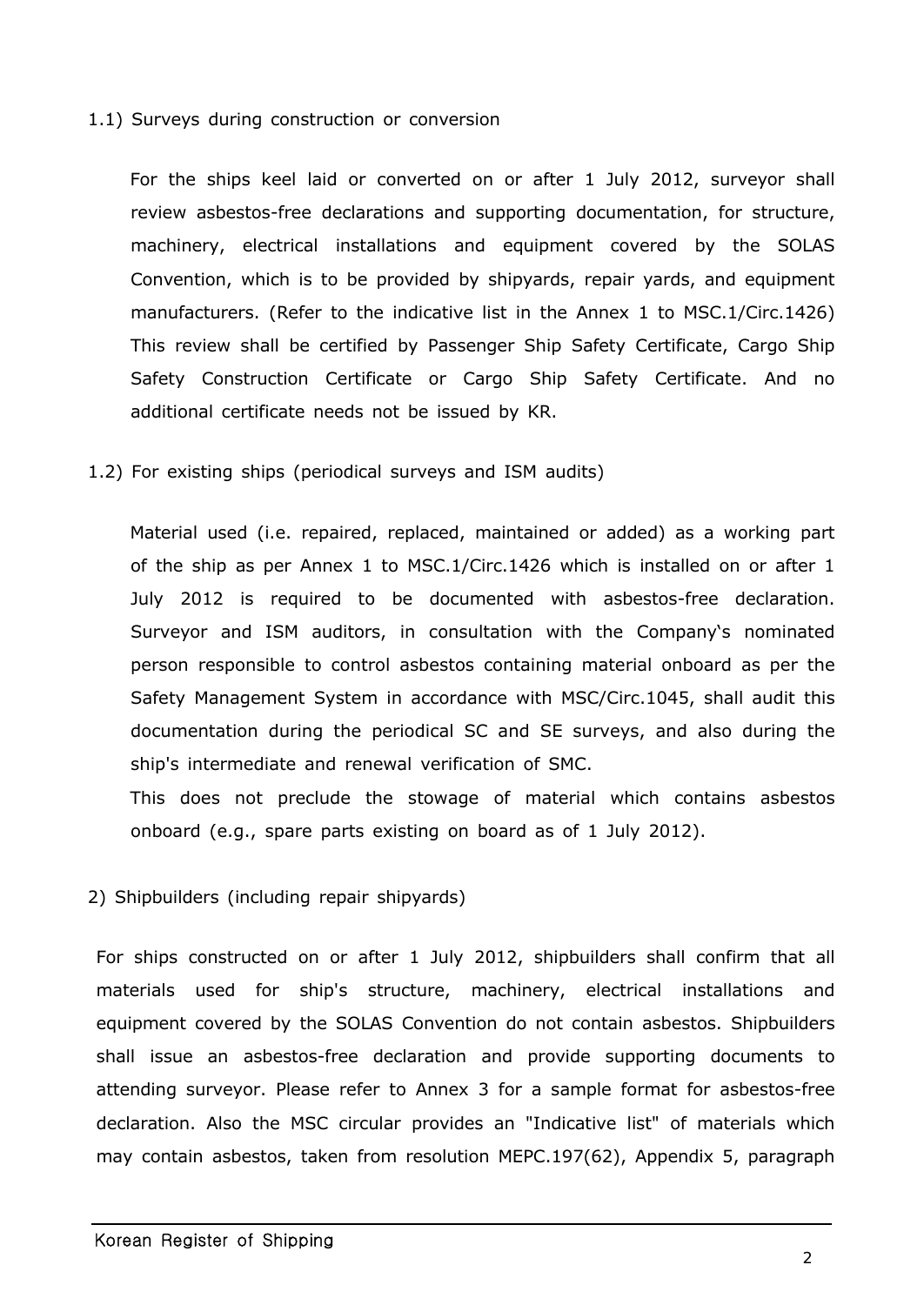1.1) Surveys during construction or conversion

For the ships keel laid or converted on or after 1 July 2012, surveyor shall review asbestos-free declarations and supporting documentation, for structure, machinery, electrical installations and equipment covered by the SOLAS Convention, which is to be provided by shipyards, repair yards, and equipment manufacturers. (Refer to the indicative list in the Annex 1 to MSC.1/Circ.1426) This review shall be certified by Passenger Ship Safety Certificate, Cargo Ship Safety Construction Certificate or Cargo Ship Safety Certificate. And no additional certificate needs not be issued by KR.

1.2) For existing ships (periodical surveys and ISM audits)

Material used (i.e. repaired, replaced, maintained or added) as a working part of the ship as per Annex 1 to MSC.1/Circ.1426 which is installed on or after 1 July 2012 is required to be documented with asbestos-free declaration. Surveyor and ISM auditors, in consultation with the Company's nominated person responsible to control asbestos containing material onboard as per the Safety Management System in accordance with MSC/Circ.1045, shall audit this documentation during the periodical SC and SE surveys, and also during the ship's intermediate and renewal verification of SMC.

This does not preclude the stowage of material which contains asbestos onboard (e.g., spare parts existing on board as of 1 July 2012).

2) Shipbuilders (including repair shipyards)

For ships constructed on or after 1 July 2012, shipbuilders shall confirm that all materials used for ship's structure, machinery, electrical installations and equipment covered by the SOLAS Convention do not contain asbestos. Shipbuilders shall issue an asbestos-free declaration and provide supporting documents to attending surveyor. Please refer to Annex 3 for a sample format for asbestos-free declaration. Also the MSC circular provides an "Indicative list" of materials which may contain asbestos, taken from resolution MEPC.197(62), Appendix 5, paragraph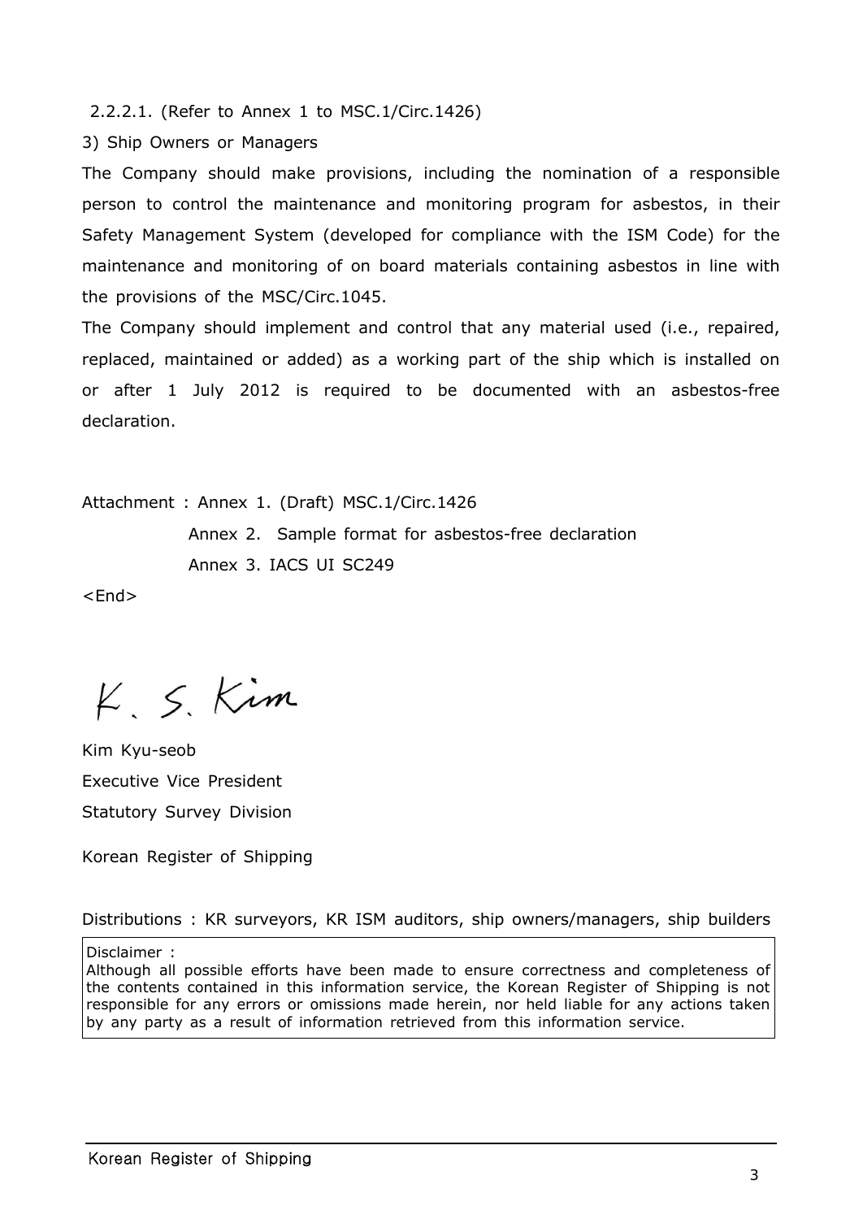2.2.2.1. (Refer to Annex 1 to MSC.1/Circ.1426)

3) Ship Owners or Managers

The Company should make provisions, including the nomination of a responsible person to control the maintenance and monitoring program for asbestos, in their Safety Management System (developed for compliance with the ISM Code) for the maintenance and monitoring of on board materials containing asbestos in line with the provisions of the MSC/Circ.1045.

The Company should implement and control that any material used (i.e., repaired, replaced, maintained or added) as a working part of the ship which is installed on or after 1 July 2012 is required to be documented with an asbestos-free declaration.

Attachment : Annex 1. (Draft) MSC.1/Circ.1426

Annex 2. Sample format for asbestos-free declaration

Annex 3. IACS UI SC249

<End>

K. S. Kim

Kim Kyu-seob

Executive Vice President

Statutory Survey Division

Korean Register of Shipping

Distributions : KR surveyors, KR ISM auditors, ship owners/managers, ship builders

Disclaimer :
Although all possible efforts have been made to ensure correctness and completeness of the contents contained in this information service, the Korean Register of Shipping is not responsible for any errors or omissions made herein, nor held liable for any actions taken by any party as a result of information retrieved from this information service.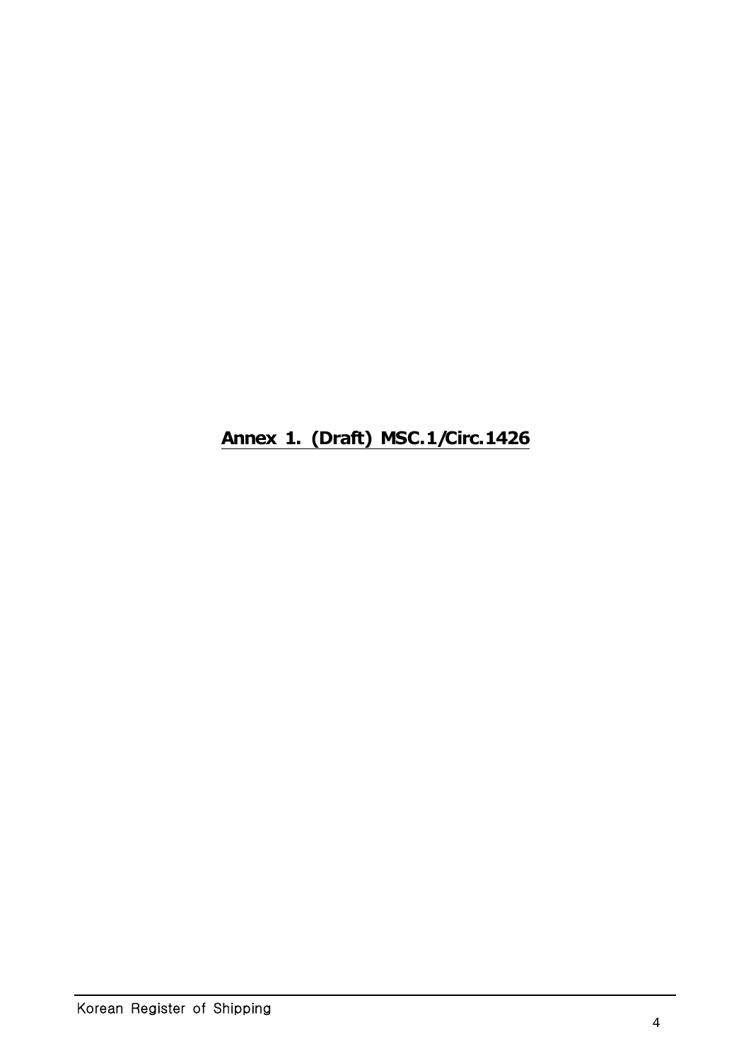# Annex 1. (Draft) MSC.1/Circ.1426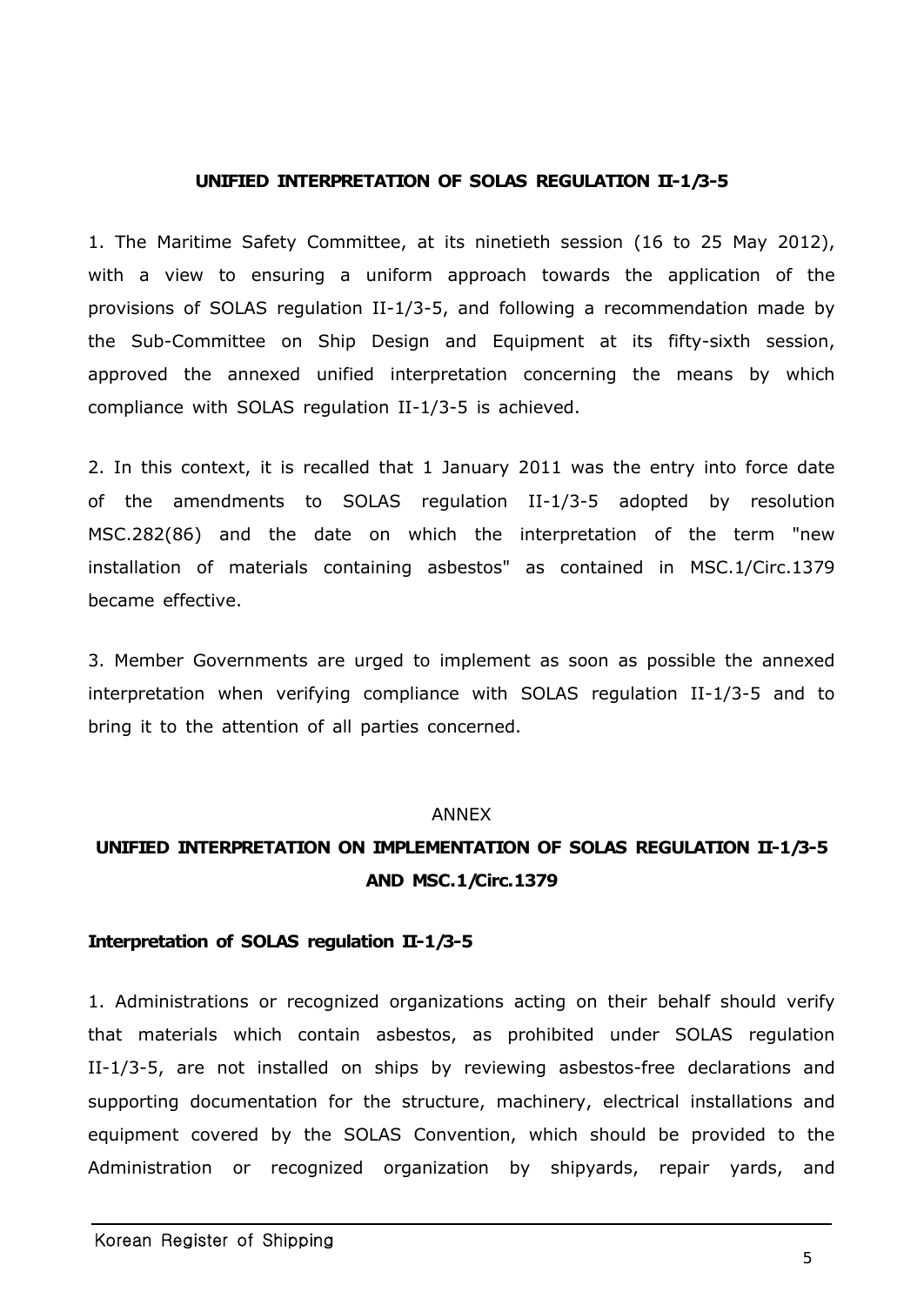**UNIFIED INTERPRETATION OF SOLAS REGULATION II-1/3-5**

1. The Maritime Safety Committee, at its ninetieth session (16 to 25 May 2012), with a view to ensuring a uniform approach towards the application of the provisions of SOLAS regulation II-1/3-5, and following a recommendation made by the Sub-Committee on Ship Design and Equipment at its fifty-sixth session, approved the annexed unified interpretation concerning the means by which compliance with SOLAS regulation II-1/3-5 is achieved.

2. In this context, it is recalled that 1 January 2011 was the entry into force date of the amendments to SOLAS regulation II-1/3-5 adopted by resolution MSC.282(86) and the date on which the interpretation of the term "new installation of materials containing asbestos" as contained in MSC.1/Circ.1379 became effective.

3. Member Governments are urged to implement as soon as possible the annexed interpretation when verifying compliance with SOLAS regulation II-1/3-5 and to bring it to the attention of all parties concerned.

ANNEX

**UNIFIED INTERPRETATION ON IMPLEMENTATION OF SOLAS REGULATION II-1/3-5 AND MSC.1/Circ.1379**

**Interpretation of SOLAS regulation II-1/3-5**

1. Administrations or recognized organizations acting on their behalf should verify that materials which contain asbestos, as prohibited under SOLAS regulation II-1/3-5, are not installed on ships by reviewing asbestos-free declarations and supporting documentation for the structure, machinery, electrical installations and equipment covered by the SOLAS Convention, which should be provided to the Administration or recognized organization by shipyards, repair yards, and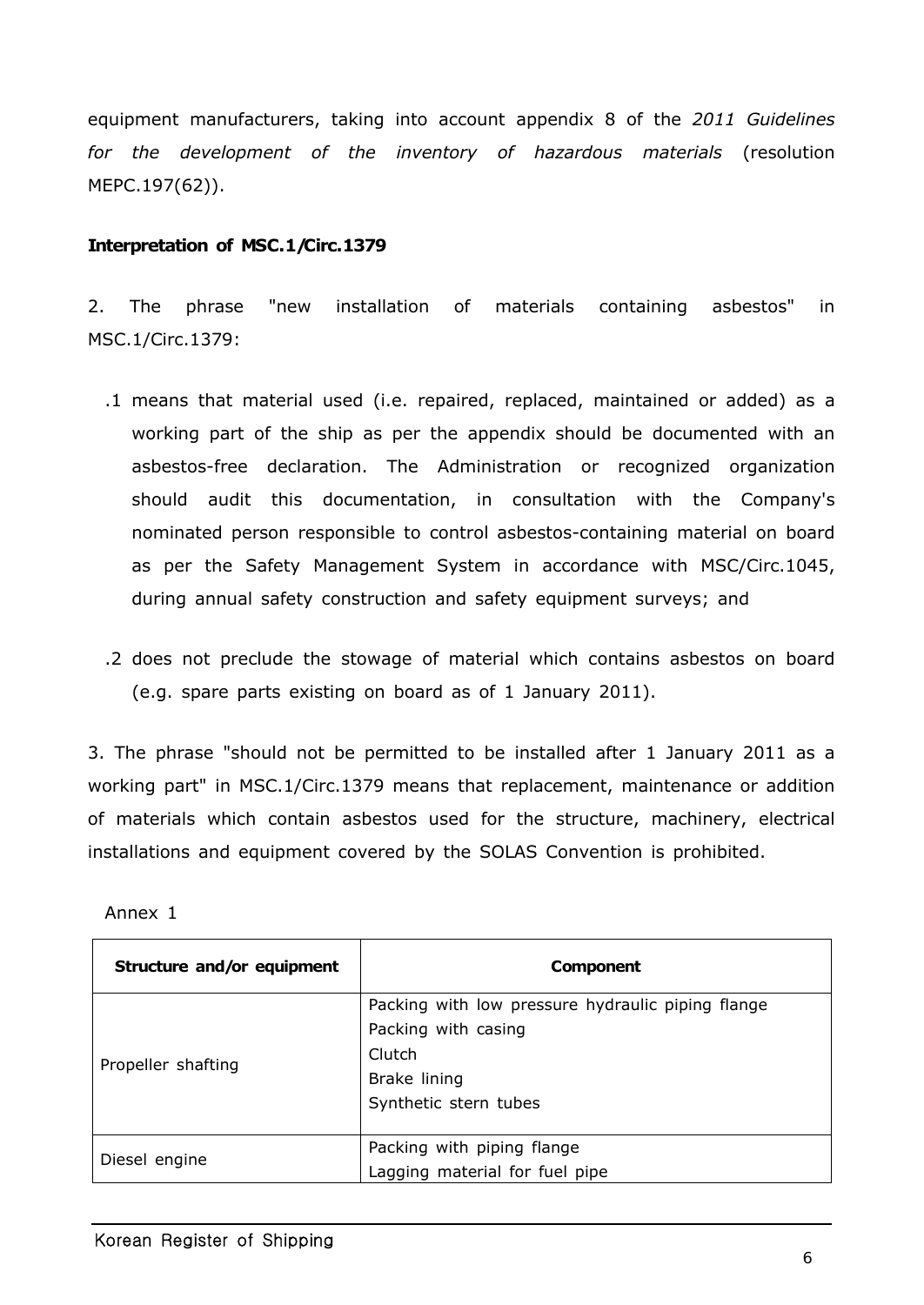equipment manufacturers, taking into account appendix 8 of the *2011 Guidelines for the development of the inventory of hazardous materials* (resolution MEPC.197(62)).

**Interpretation of MSC.1/Circ.1379**

2. The phrase "new installation of materials containing asbestos" in MSC.1/Circ.1379:

  .1 means that material used (i.e. repaired, replaced, maintained or added) as a working part of the ship as per the appendix should be documented with an asbestos-free declaration. The Administration or recognized organization should audit this documentation, in consultation with the Company's nominated person responsible to control asbestos-containing material on board as per the Safety Management System in accordance with MSC/Circ.1045, during annual safety construction and safety equipment surveys; and

  .2 does not preclude the stowage of material which contains asbestos on board (e.g. spare parts existing on board as of 1 January 2011).

3. The phrase "should not be permitted to be installed after 1 January 2011 as a working part" in MSC.1/Circ.1379 means that replacement, maintenance or addition of materials which contain asbestos used for the structure, machinery, electrical installations and equipment covered by the SOLAS Convention is prohibited.

Annex 1

| Structure and/or equipment | Component |
|---|---|
| Propeller shafting | Packing with low pressure hydraulic piping flange<br>Packing with casing<br>Clutch<br>Brake lining<br>Synthetic stern tubes |
| Diesel engine | Packing with piping flange<br>Lagging material for fuel pipe |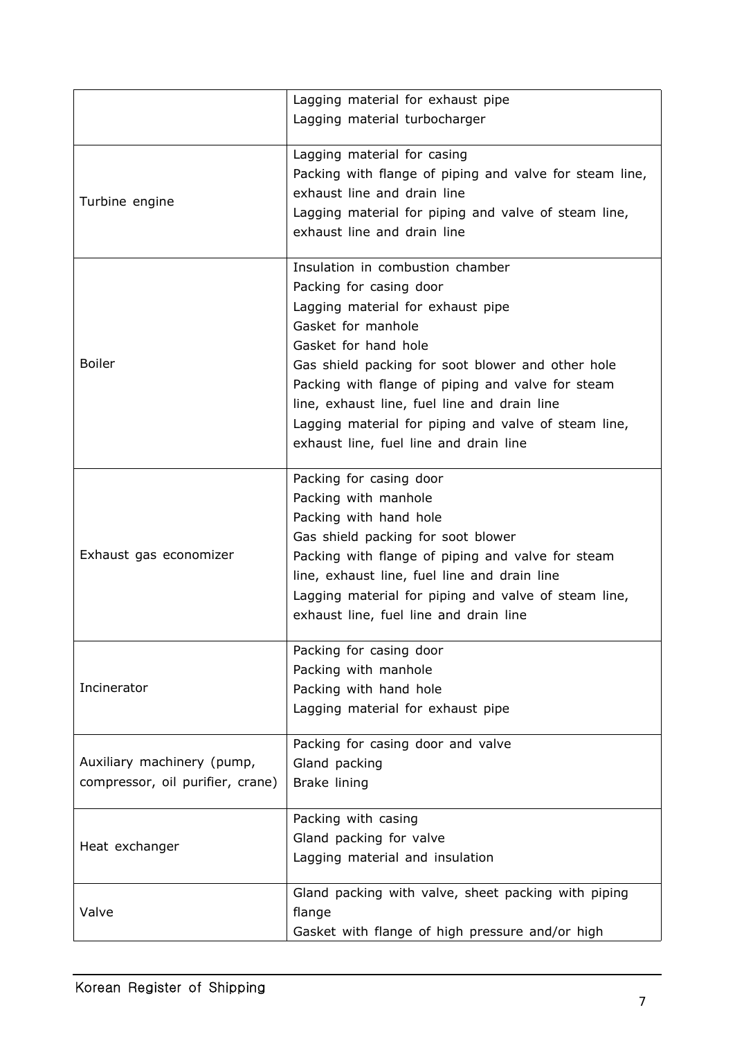| | |
|---|---|
| | Lagging material for exhaust pipe<br>Lagging material turbocharger |
| Turbine engine | Lagging material for casing<br>Packing with flange of piping and valve for steam line, exhaust line and drain line<br>Lagging material for piping and valve of steam line, exhaust line and drain line |
| Boiler | Insulation in combustion chamber<br>Packing for casing door<br>Lagging material for exhaust pipe<br>Gasket for manhole<br>Gasket for hand hole<br>Gas shield packing for soot blower and other hole<br>Packing with flange of piping and valve for steam line, exhaust line, fuel line and drain line<br>Lagging material for piping and valve of steam line, exhaust line, fuel line and drain line |
| Exhaust gas economizer | Packing for casing door<br>Packing with manhole<br>Packing with hand hole<br>Gas shield packing for soot blower<br>Packing with flange of piping and valve for steam line, exhaust line, fuel line and drain line<br>Lagging material for piping and valve of steam line, exhaust line, fuel line and drain line |
| Incinerator | Packing for casing door<br>Packing with manhole<br>Packing with hand hole<br>Lagging material for exhaust pipe |
| Auxiliary machinery (pump, compressor, oil purifier, crane) | Packing for casing door and valve<br>Gland packing<br>Brake lining |
| Heat exchanger | Packing with casing<br>Gland packing for valve<br>Lagging material and insulation |
| Valve | Gland packing with valve, sheet packing with piping flange<br>Gasket with flange of high pressure and/or high |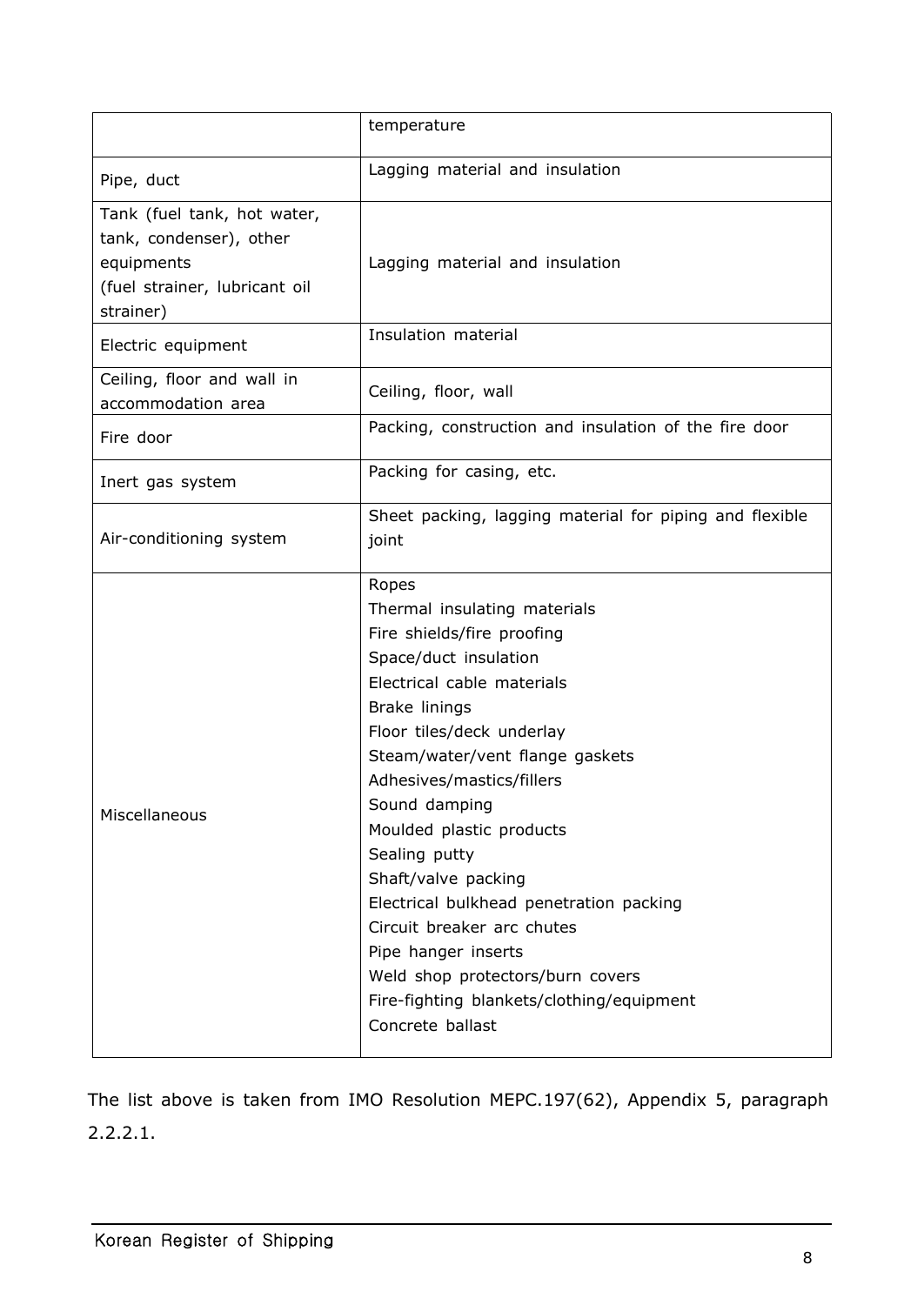| | |
|---|---|
| | temperature |
| Pipe, duct | Lagging material and insulation |
| Tank (fuel tank, hot water, tank, condenser), other equipments (fuel strainer, lubricant oil strainer) | Lagging material and insulation |
| Electric equipment | Insulation material |
| Ceiling, floor and wall in accommodation area | Ceiling, floor, wall |
| Fire door | Packing, construction and insulation of the fire door |
| Inert gas system | Packing for casing, etc. |
| Air-conditioning system | Sheet packing, lagging material for piping and flexible joint |
| Miscellaneous | Ropes<br>Thermal insulating materials<br>Fire shields/fire proofing<br>Space/duct insulation<br>Electrical cable materials<br>Brake linings<br>Floor tiles/deck underlay<br>Steam/water/vent flange gaskets<br>Adhesives/mastics/fillers<br>Sound damping<br>Moulded plastic products<br>Sealing putty<br>Shaft/valve packing<br>Electrical bulkhead penetration packing<br>Circuit breaker arc chutes<br>Pipe hanger inserts<br>Weld shop protectors/burn covers<br>Fire-fighting blankets/clothing/equipment<br>Concrete ballast |

The list above is taken from IMO Resolution MEPC.197(62), Appendix 5, paragraph 2.2.2.1.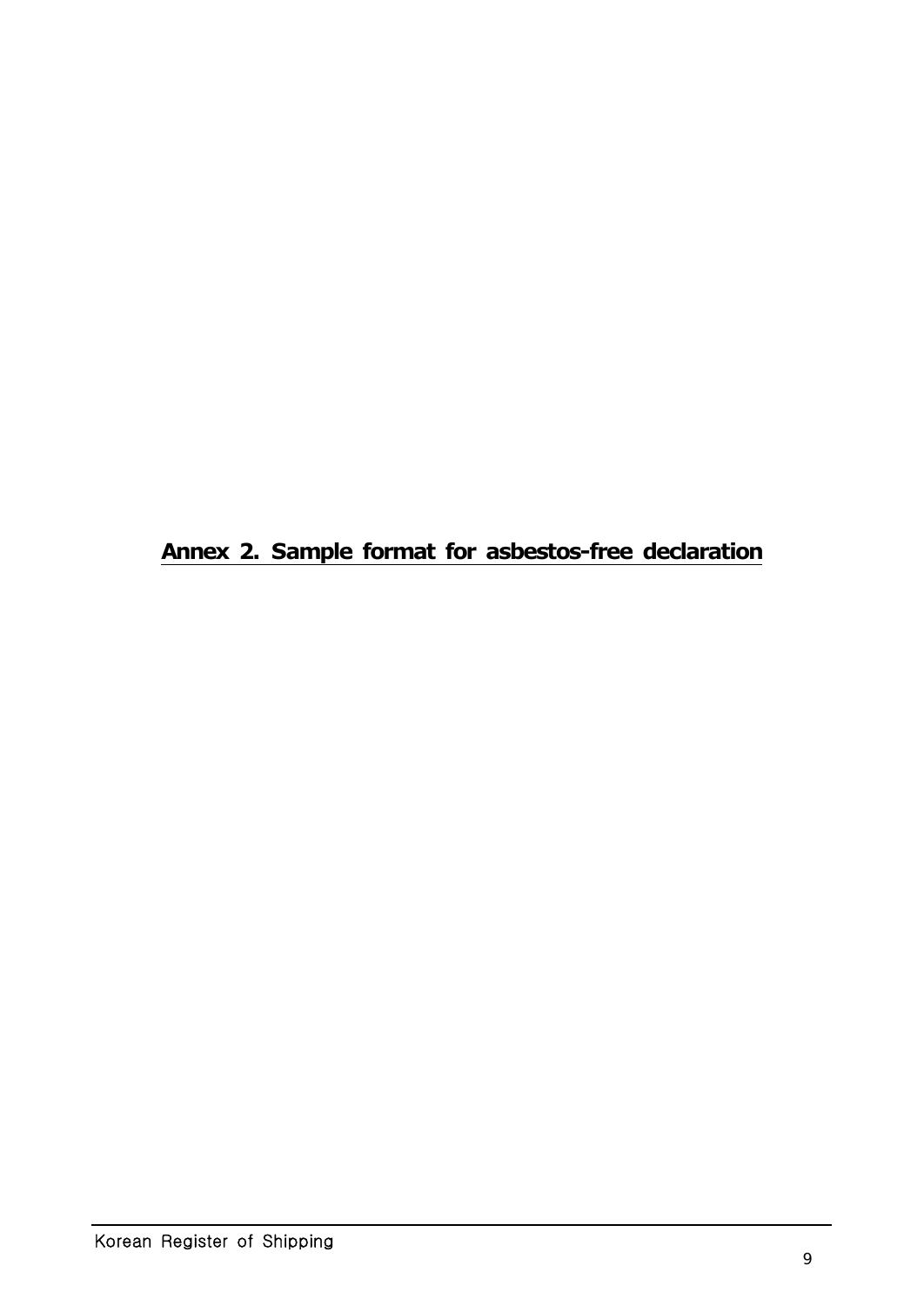# Annex 2. Sample format for asbestos-free declaration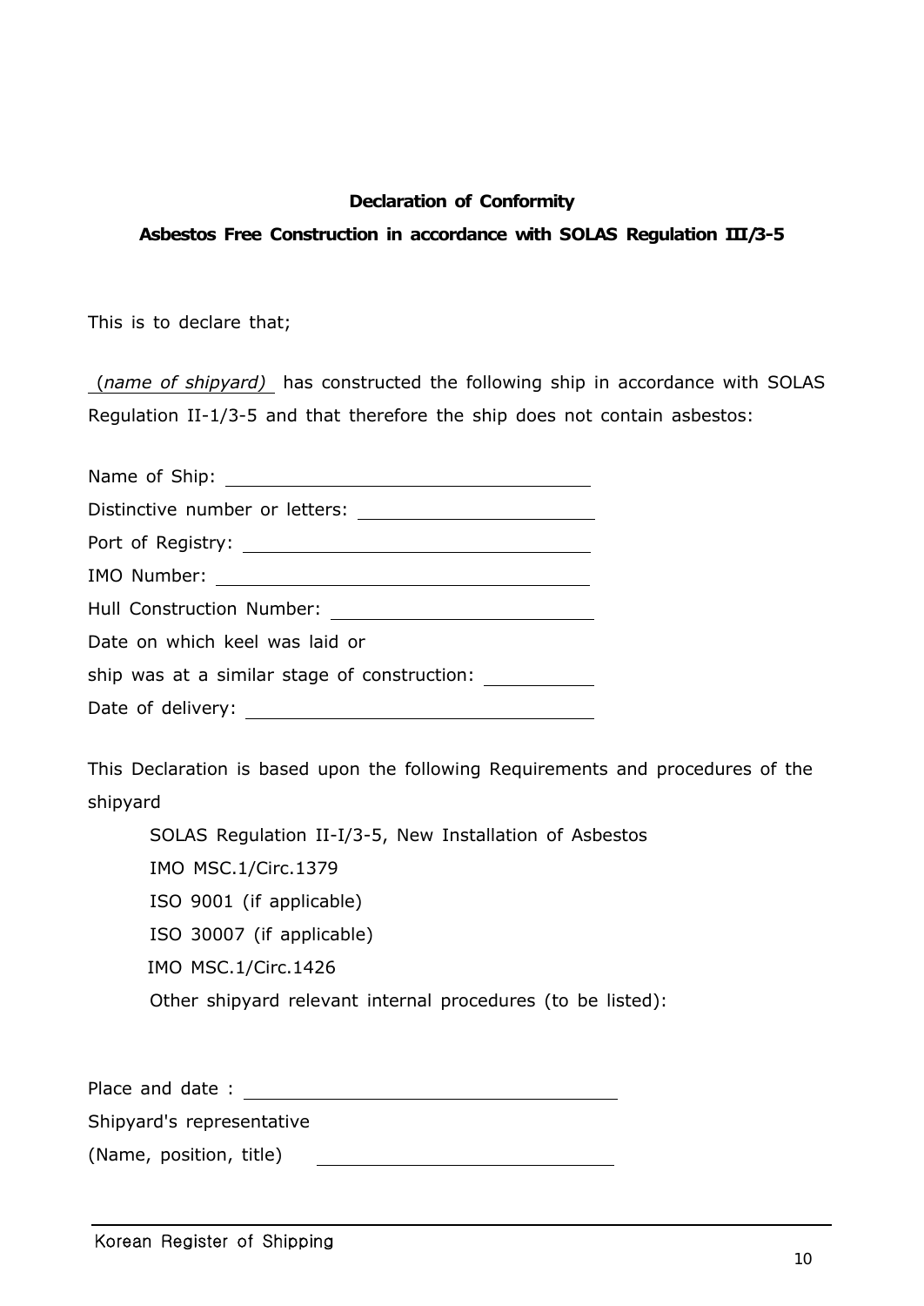**Declaration of Conformity**

**Asbestos Free Construction in accordance with SOLAS Regulation III/3-5**

This is to declare that;

\_(*name of shipyard*)\_ has constructed the following ship in accordance with SOLAS Regulation II-1/3-5 and that therefore the ship does not contain asbestos:

Name of Ship: \_\_\_\_\_\_\_\_\_\_\_\_\_\_\_\_\_\_\_\_\_\_\_\_\_\_\_\_\_\_

Distinctive number or letters: \_\_\_\_\_\_\_\_\_\_\_\_\_\_\_\_\_\_\_\_

Port of Registry: \_\_\_\_\_\_\_\_\_\_\_\_\_\_\_\_\_\_\_\_\_\_\_\_\_\_\_\_\_\_

IMO Number: \_\_\_\_\_\_\_\_\_\_\_\_\_\_\_\_\_\_\_\_\_\_\_\_\_\_\_\_\_\_

Hull Construction Number: \_\_\_\_\_\_\_\_\_\_\_\_\_\_\_\_\_\_\_\_\_\_

Date on which keel was laid or
ship was at a similar stage of construction: \_\_\_\_\_\_\_\_\_\_

Date of delivery: \_\_\_\_\_\_\_\_\_\_\_\_\_\_\_\_\_\_\_\_\_\_\_\_\_\_\_\_\_\_

This Declaration is based upon the following Requirements and procedures of the shipyard

- SOLAS Regulation II-I/3-5, New Installation of Asbestos
- IMO MSC.1/Circ.1379
- ISO 9001 (if applicable)
- ISO 30007 (if applicable)
- IMO MSC.1/Circ.1426
- Other shipyard relevant internal procedures (to be listed):

Place and date : \_\_\_\_\_\_\_\_\_\_\_\_\_\_\_\_\_\_\_\_\_\_\_\_\_\_\_\_\_\_

Shipyard's representative
(Name, position, title) \_\_\_\_\_\_\_\_\_\_\_\_\_\_\_\_\_\_\_\_\_\_\_\_\_\_\_\_\_\_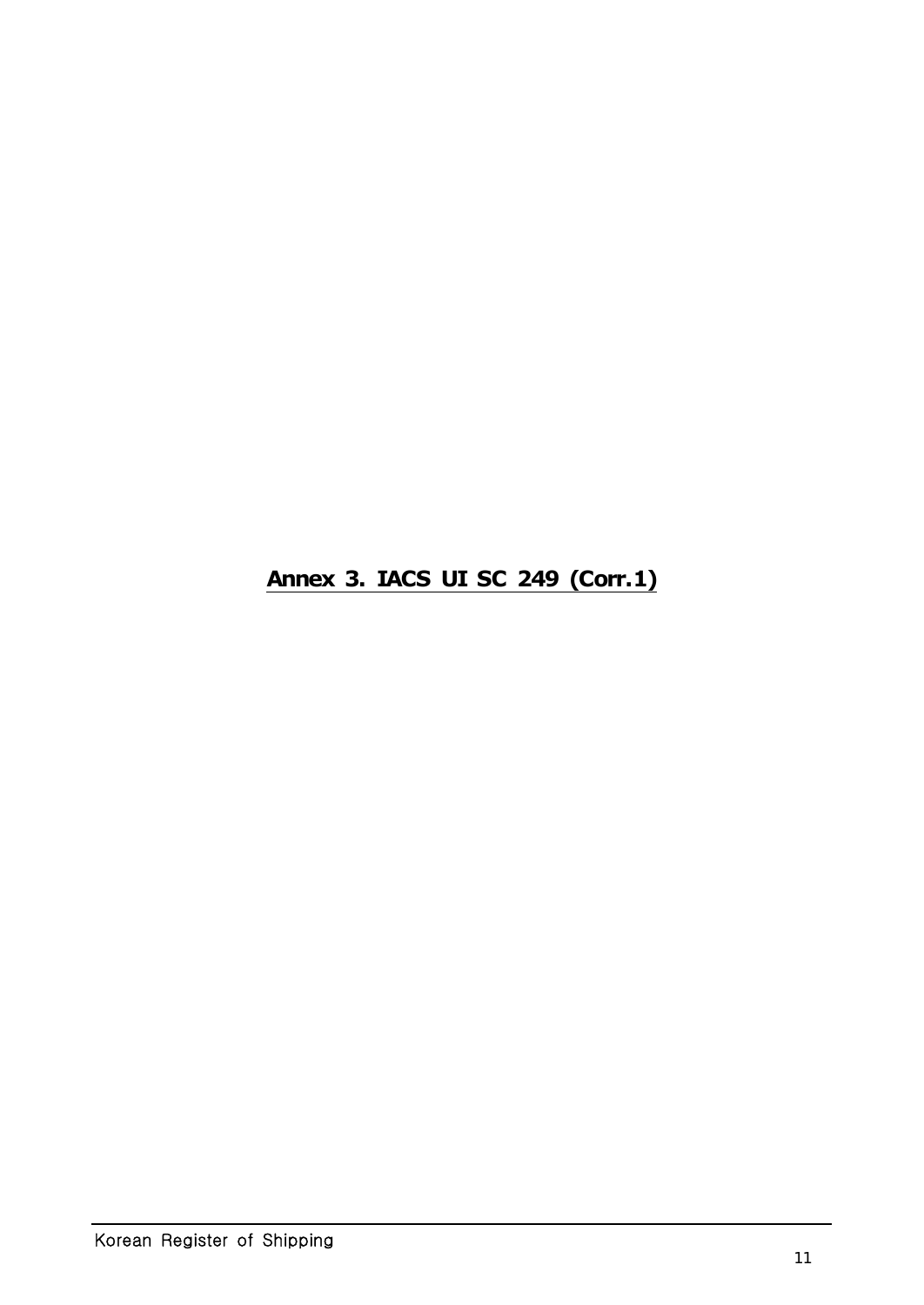# Annex 3. IACS UI SC 249 (Corr.1)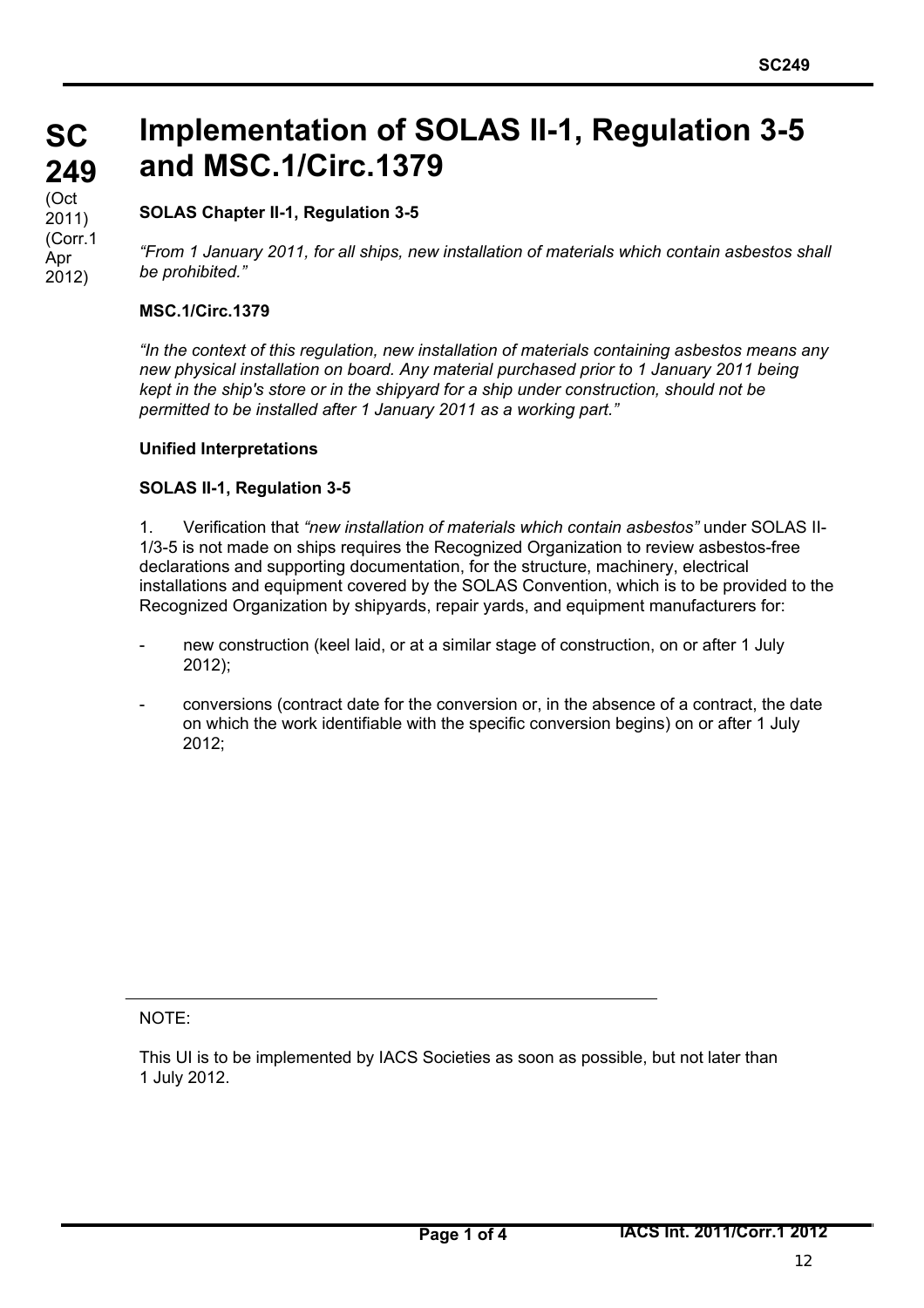# SC 249

(Oct 2011) (Corr.1 Apr 2012)

# Implementation of SOLAS II-1, Regulation 3-5 and MSC.1/Circ.1379

**SOLAS Chapter II-1, Regulation 3-5**

*"From 1 January 2011, for all ships, new installation of materials which contain asbestos shall be prohibited."*

**MSC.1/Circ.1379**

*"In the context of this regulation, new installation of materials containing asbestos means any new physical installation on board. Any material purchased prior to 1 January 2011 being kept in the ship's store or in the shipyard for a ship under construction, should not be permitted to be installed after 1 January 2011 as a working part."*

**Unified Interpretations**

**SOLAS II-1, Regulation 3-5**

1. Verification that *"new installation of materials which contain asbestos"* under SOLAS II-1/3-5 is not made on ships requires the Recognized Organization to review asbestos-free declarations and supporting documentation, for the structure, machinery, electrical installations and equipment covered by the SOLAS Convention, which is to be provided to the Recognized Organization by shipyards, repair yards, and equipment manufacturers for:

- new construction (keel laid, or at a similar stage of construction, on or after 1 July 2012);
- conversions (contract date for the conversion or, in the absence of a contract, the date on which the work identifiable with the specific conversion begins) on or after 1 July 2012;

---

NOTE:

This UI is to be implemented by IACS Societies as soon as possible, but not later than 1 July 2012.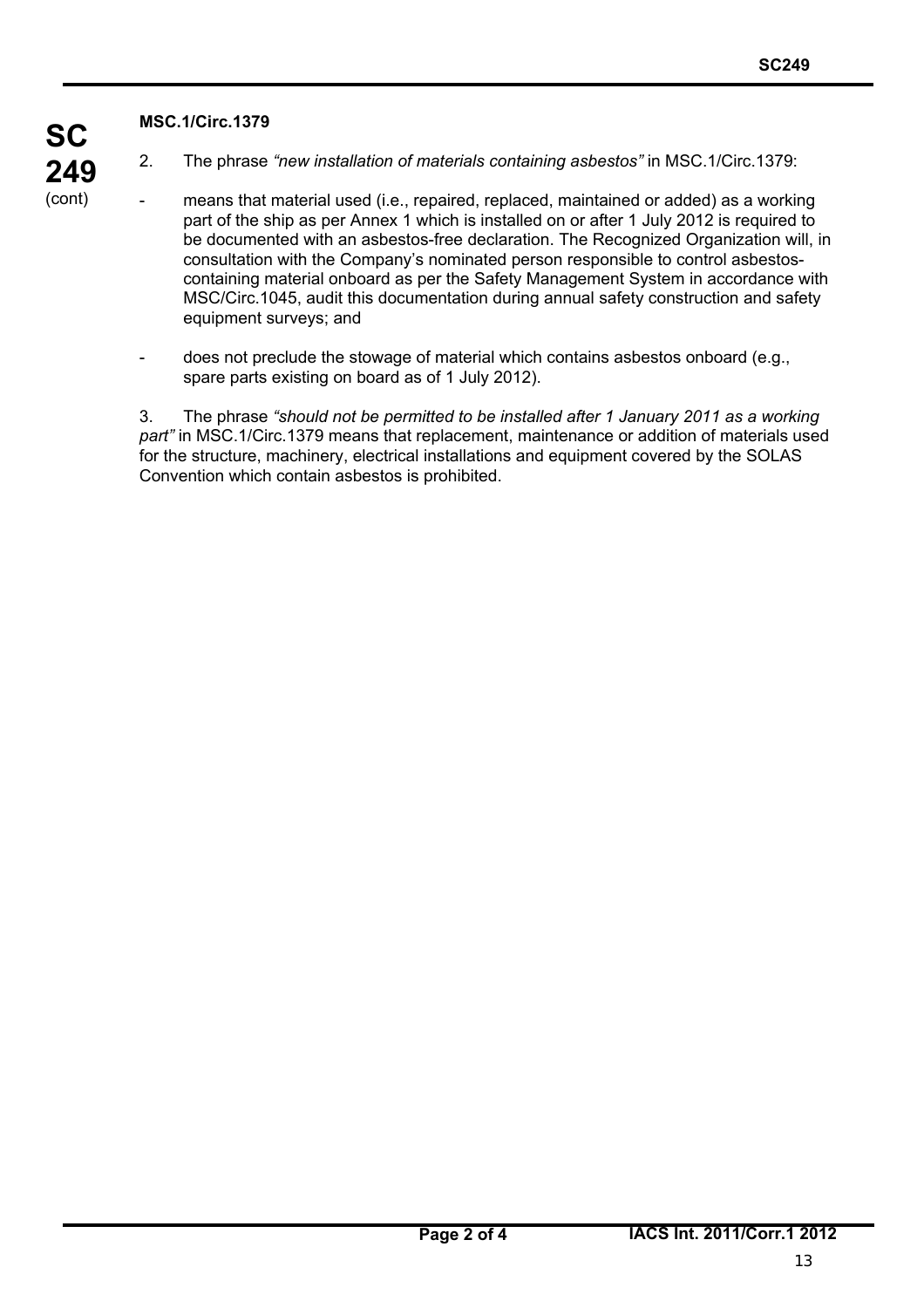**MSC.1/Circ.1379**

2. The phrase *"new installation of materials containing asbestos"* in MSC.1/Circ.1379:

- means that material used (i.e., repaired, replaced, maintained or added) as a working part of the ship as per Annex 1 which is installed on or after 1 July 2012 is required to be documented with an asbestos-free declaration. The Recognized Organization will, in consultation with the Company's nominated person responsible to control asbestos-containing material onboard as per the Safety Management System in accordance with MSC/Circ.1045, audit this documentation during annual safety construction and safety equipment surveys; and

- does not preclude the stowage of material which contains asbestos onboard (e.g., spare parts existing on board as of 1 July 2012).

3. The phrase *"should not be permitted to be installed after 1 January 2011 as a working part"* in MSC.1/Circ.1379 means that replacement, maintenance or addition of materials used for the structure, machinery, electrical installations and equipment covered by the SOLAS Convention which contain asbestos is prohibited.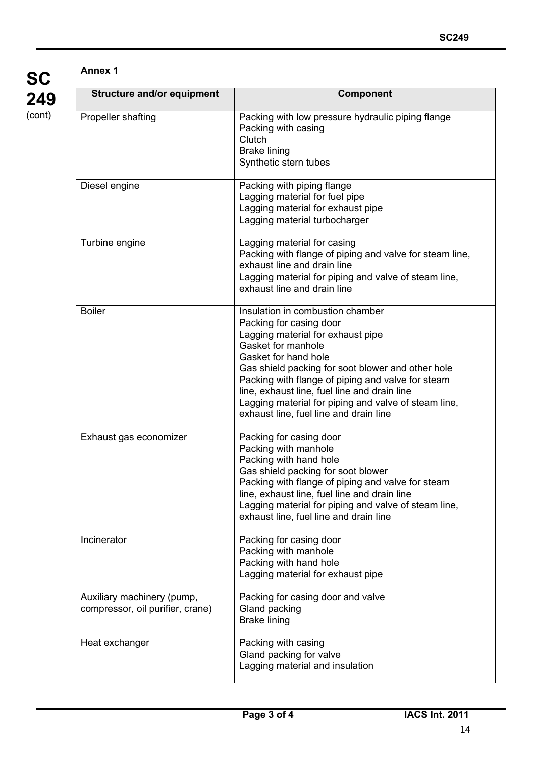**Annex 1**

| Structure and/or equipment | Component |
|---|---|
| Propeller shafting | Packing with low pressure hydraulic piping flange<br>Packing with casing<br>Clutch<br>Brake lining<br>Synthetic stern tubes |
| Diesel engine | Packing with piping flange<br>Lagging material for fuel pipe<br>Lagging material for exhaust pipe<br>Lagging material turbocharger |
| Turbine engine | Lagging material for casing<br>Packing with flange of piping and valve for steam line, exhaust line and drain line<br>Lagging material for piping and valve of steam line, exhaust line and drain line |
| Boiler | Insulation in combustion chamber<br>Packing for casing door<br>Lagging material for exhaust pipe<br>Gasket for manhole<br>Gasket for hand hole<br>Gas shield packing for soot blower and other hole<br>Packing with flange of piping and valve for steam line, exhaust line, fuel line and drain line<br>Lagging material for piping and valve of steam line, exhaust line, fuel line and drain line |
| Exhaust gas economizer | Packing for casing door<br>Packing with manhole<br>Packing with hand hole<br>Gas shield packing for soot blower<br>Packing with flange of piping and valve for steam line, exhaust line, fuel line and drain line<br>Lagging material for piping and valve of steam line, exhaust line, fuel line and drain line |
| Incinerator | Packing for casing door<br>Packing with manhole<br>Packing with hand hole<br>Lagging material for exhaust pipe |
| Auxiliary machinery (pump, compressor, oil purifier, crane) | Packing for casing door and valve<br>Gland packing<br>Brake lining |
| Heat exchanger | Packing with casing<br>Gland packing for valve<br>Lagging material and insulation |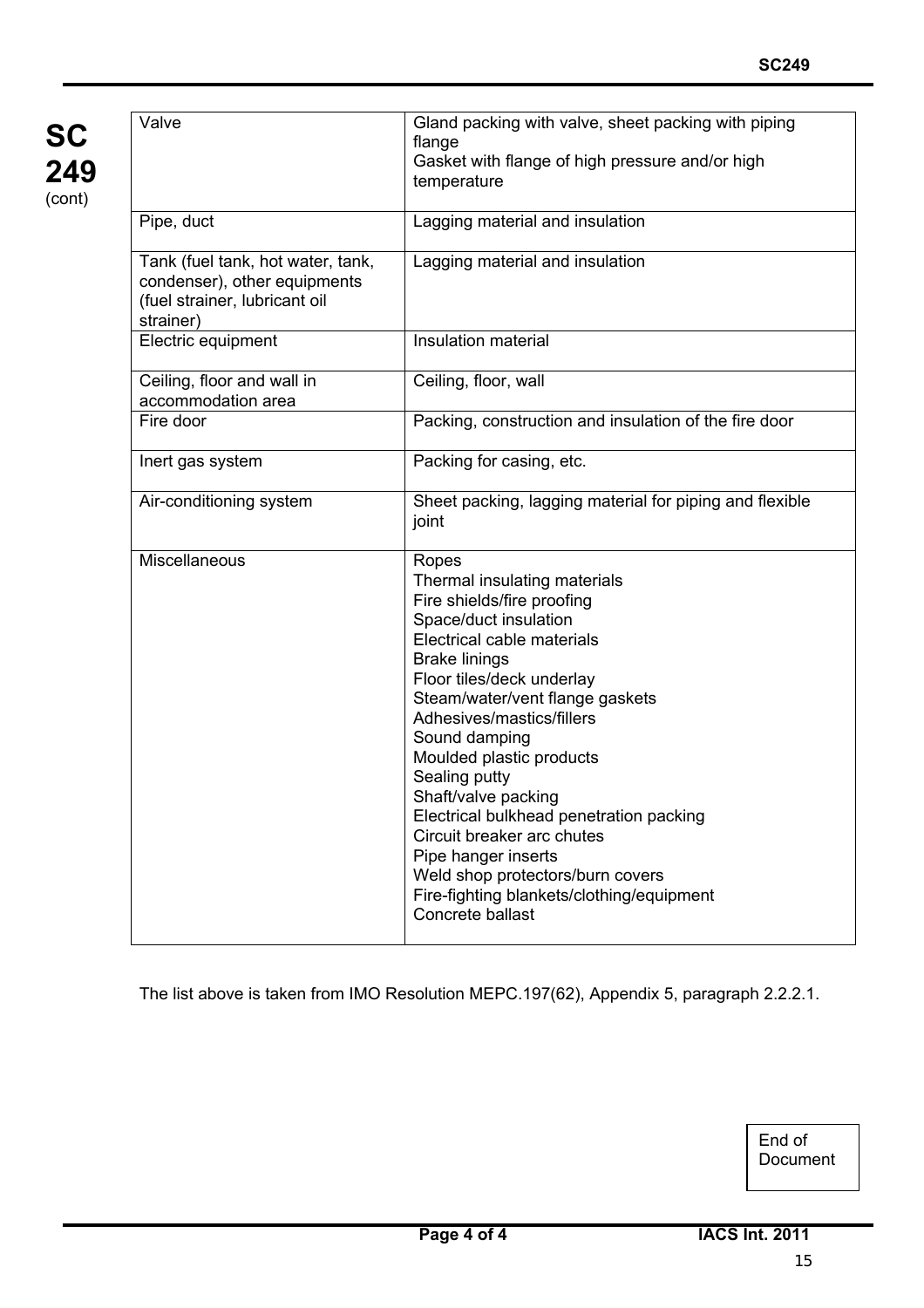| | |
|---|---|
| Valve | Gland packing with valve, sheet packing with piping flange<br>Gasket with flange of high pressure and/or high temperature |
| Pipe, duct | Lagging material and insulation |
| Tank (fuel tank, hot water, tank, condenser), other equipments (fuel strainer, lubricant oil strainer) | Lagging material and insulation |
| Electric equipment | Insulation material |
| Ceiling, floor and wall in accommodation area | Ceiling, floor, wall |
| Fire door | Packing, construction and insulation of the fire door |
| Inert gas system | Packing for casing, etc. |
| Air-conditioning system | Sheet packing, lagging material for piping and flexible joint |
| Miscellaneous | Ropes<br>Thermal insulating materials<br>Fire shields/fire proofing<br>Space/duct insulation<br>Electrical cable materials<br>Brake linings<br>Floor tiles/deck underlay<br>Steam/water/vent flange gaskets<br>Adhesives/mastics/fillers<br>Sound damping<br>Moulded plastic products<br>Sealing putty<br>Shaft/valve packing<br>Electrical bulkhead penetration packing<br>Circuit breaker arc chutes<br>Pipe hanger inserts<br>Weld shop protectors/burn covers<br>Fire-fighting blankets/clothing/equipment<br>Concrete ballast |

The list above is taken from IMO Resolution MEPC.197(62), Appendix 5, paragraph 2.2.2.1.

End of Document